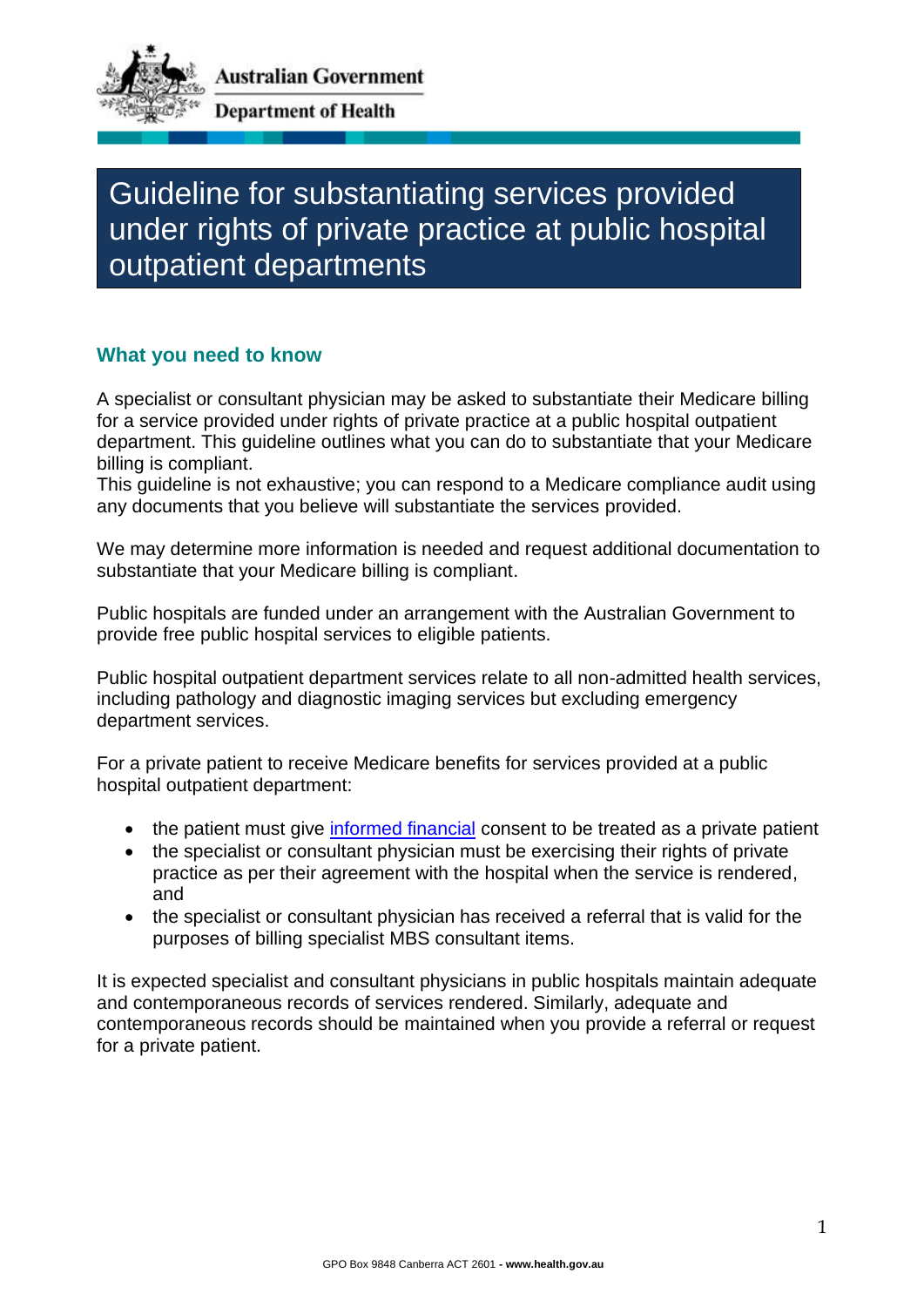Australian Government

Department of Health

# Guideline for substantiating services provided under rights of private practice at public hospital outpatient departments

## What you need to know

A specialist or consultant physician may be asked to substantiate their Medicare billing for a service provided under rights of private practice at a public hospital outpatient department. This guideline outlines what you can do to substantiate that your Medicare billing is compliant.
This guideline is not exhaustive; you can respond to a Medicare compliance audit using any documents that you believe will substantiate the services provided.

We may determine more information is needed and request additional documentation to substantiate that your Medicare billing is compliant.

Public hospitals are funded under an arrangement with the Australian Government to provide free public hospital services to eligible patients.

Public hospital outpatient department services relate to all non-admitted health services, including pathology and diagnostic imaging services but excluding emergency department services.

For a private patient to receive Medicare benefits for services provided at a public hospital outpatient department:

- the patient must give informed financial consent to be treated as a private patient
- the specialist or consultant physician must be exercising their rights of private practice as per their agreement with the hospital when the service is rendered, and
- the specialist or consultant physician has received a referral that is valid for the purposes of billing specialist MBS consultant items.

It is expected specialist and consultant physicians in public hospitals maintain adequate and contemporaneous records of services rendered. Similarly, adequate and contemporaneous records should be maintained when you provide a referral or request for a private patient.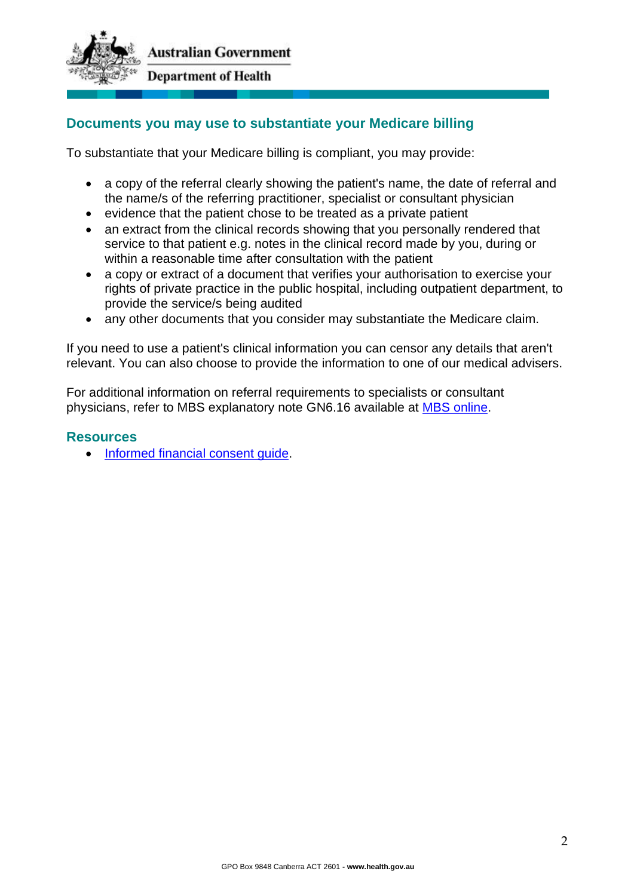## Documents you may use to substantiate your Medicare billing

To substantiate that your Medicare billing is compliant, you may provide:

- a copy of the referral clearly showing the patient's name, the date of referral and the name/s of the referring practitioner, specialist or consultant physician
- evidence that the patient chose to be treated as a private patient
- an extract from the clinical records showing that you personally rendered that service to that patient e.g. notes in the clinical record made by you, during or within a reasonable time after consultation with the patient
- a copy or extract of a document that verifies your authorisation to exercise your rights of private practice in the public hospital, including outpatient department, to provide the service/s being audited
- any other documents that you consider may substantiate the Medicare claim.

If you need to use a patient's clinical information you can censor any details that aren't relevant. You can also choose to provide the information to one of our medical advisers.

For additional information on referral requirements to specialists or consultant physicians, refer to MBS explanatory note GN6.16 available at MBS online.

## Resources

- Informed financial consent guide.